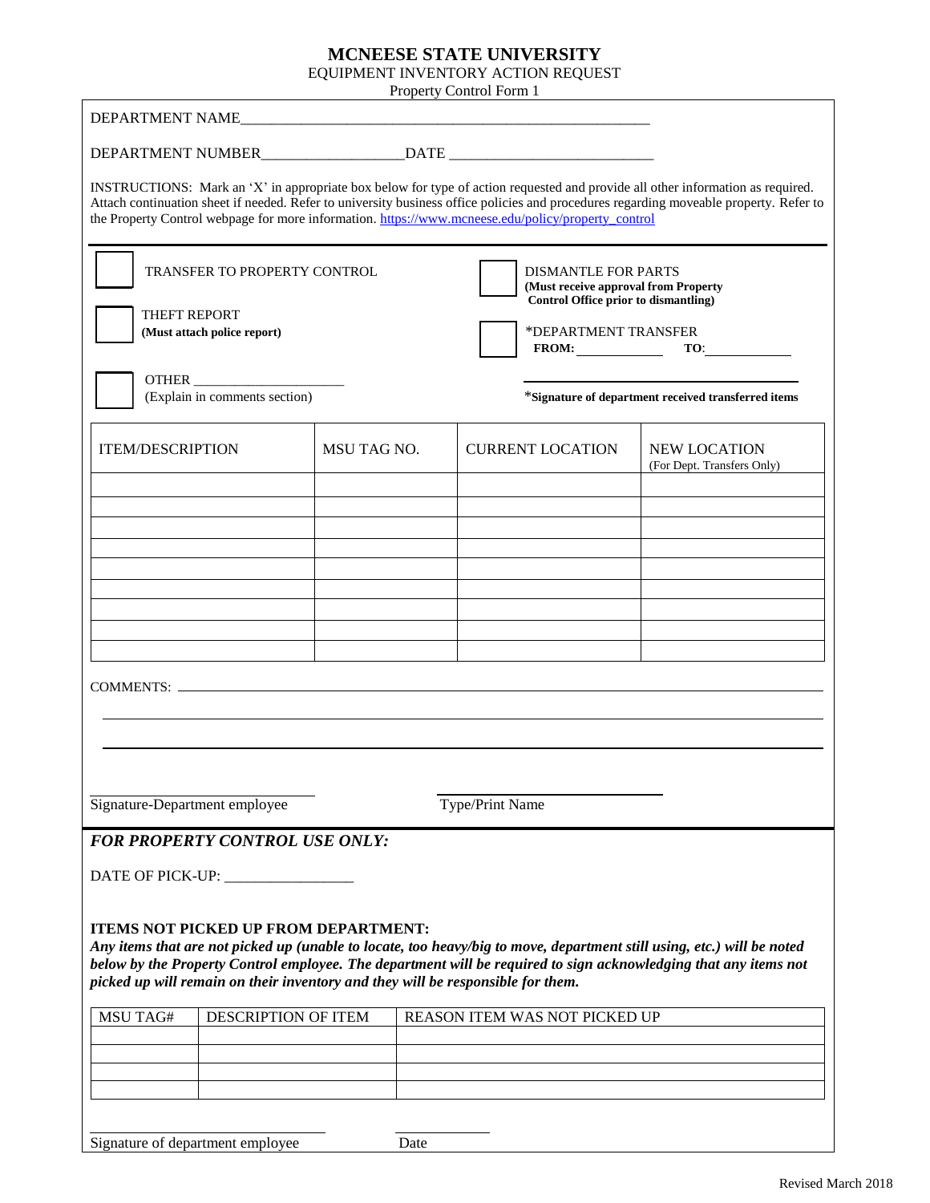# MCNEESE STATE UNIVERSITY

EQUIPMENT INVENTORY ACTION REQUEST

Property Control Form 1

DEPARTMENT NAME_______________________________________________________

DEPARTMENT NUMBER__________________DATE ___________________________

INSTRUCTIONS: Mark an 'X' in appropriate box below for type of action requested and provide all other information as required. Attach continuation sheet if needed. Refer to university business office policies and procedures regarding moveable property. Refer to the Property Control webpage for more information. https://www.mcneese.edu/policy/property_control

☐ TRANSFER TO PROPERTY CONTROL

☐ DISMANTLE FOR PARTS **(Must receive approval from Property Control Office prior to dismantling)**

☐ THEFT REPORT **(Must attach police report)**

☐ *DEPARTMENT TRANSFER **FROM:** ____________ **TO**: ____________

☐ OTHER ______________________ (Explain in comments section)

_______________________________________
***Signature of department received transferred items**

| ITEM/DESCRIPTION | MSU TAG NO. | CURRENT LOCATION | NEW LOCATION (For Dept. Transfers Only) |
|---|---|---|---|
| | | | |
| | | | |
| | | | |
| | | | |
| | | | |
| | | | |
| | | | |
| | | | |
| | | | |

COMMENTS: ______________________________________________________________

_______________________________________________________________________

_______________________________________________________________________

______________________________ ______________________________
Signature-Department employee Type/Print Name

***FOR PROPERTY CONTROL USE ONLY:***

DATE OF PICK-UP: _________________

**ITEMS NOT PICKED UP FROM DEPARTMENT:**

***Any items that are not picked up (unable to locate, too heavy/big to move, department still using, etc.) will be noted below by the Property Control employee. The department will be required to sign acknowledging that any items not picked up will remain on their inventory and they will be responsible for them.***

| MSU TAG# | DESCRIPTION OF ITEM | REASON ITEM WAS NOT PICKED UP |
|---|---|---|
| | | |
| | | |
| | | |
| | | |

______________________________ ____________
Signature of department employee Date

Revised March 2018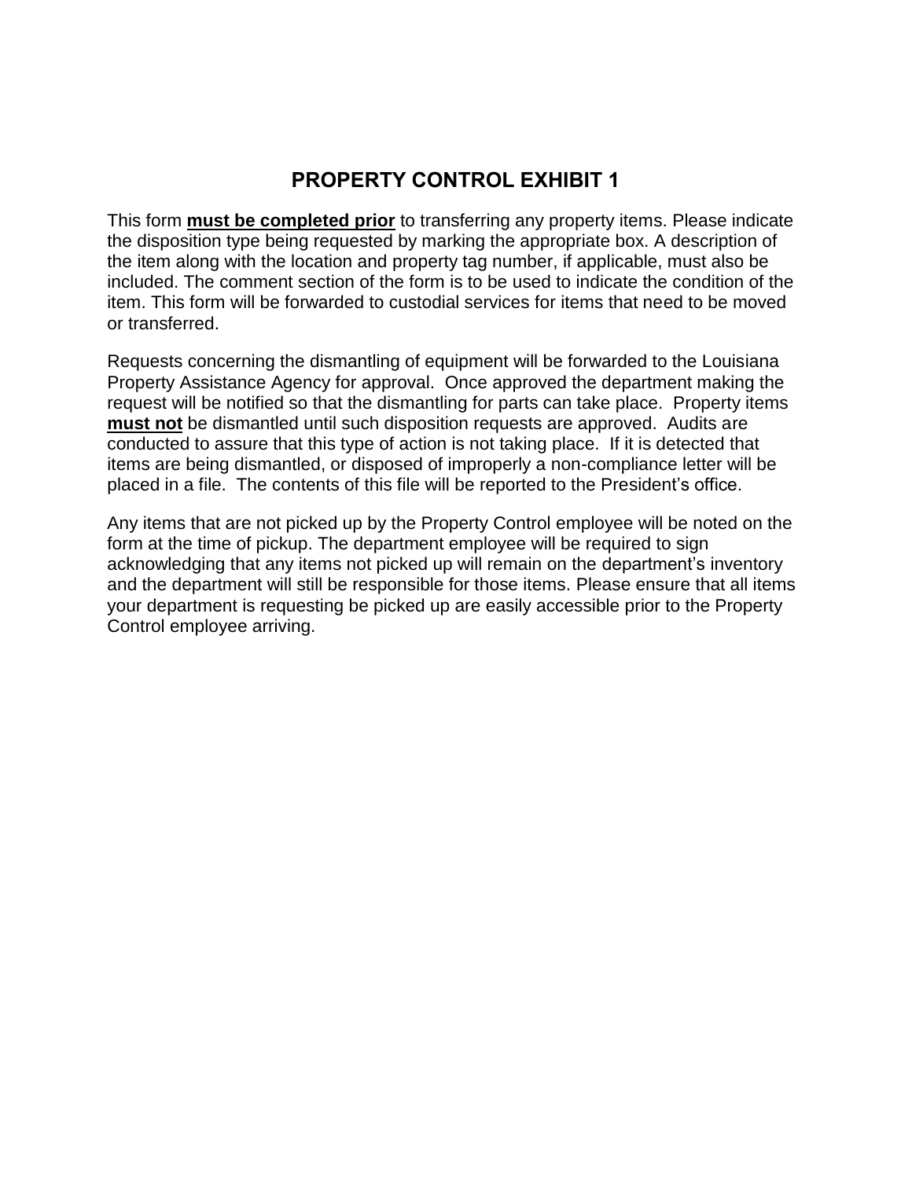# PROPERTY CONTROL EXHIBIT 1

This form **must be completed prior** to transferring any property items. Please indicate the disposition type being requested by marking the appropriate box. A description of the item along with the location and property tag number, if applicable, must also be included. The comment section of the form is to be used to indicate the condition of the item. This form will be forwarded to custodial services for items that need to be moved or transferred.

Requests concerning the dismantling of equipment will be forwarded to the Louisiana Property Assistance Agency for approval. Once approved the department making the request will be notified so that the dismantling for parts can take place. Property items **must not** be dismantled until such disposition requests are approved. Audits are conducted to assure that this type of action is not taking place. If it is detected that items are being dismantled, or disposed of improperly a non-compliance letter will be placed in a file. The contents of this file will be reported to the President's office.

Any items that are not picked up by the Property Control employee will be noted on the form at the time of pickup. The department employee will be required to sign acknowledging that any items not picked up will remain on the department's inventory and the department will still be responsible for those items. Please ensure that all items your department is requesting be picked up are easily accessible prior to the Property Control employee arriving.